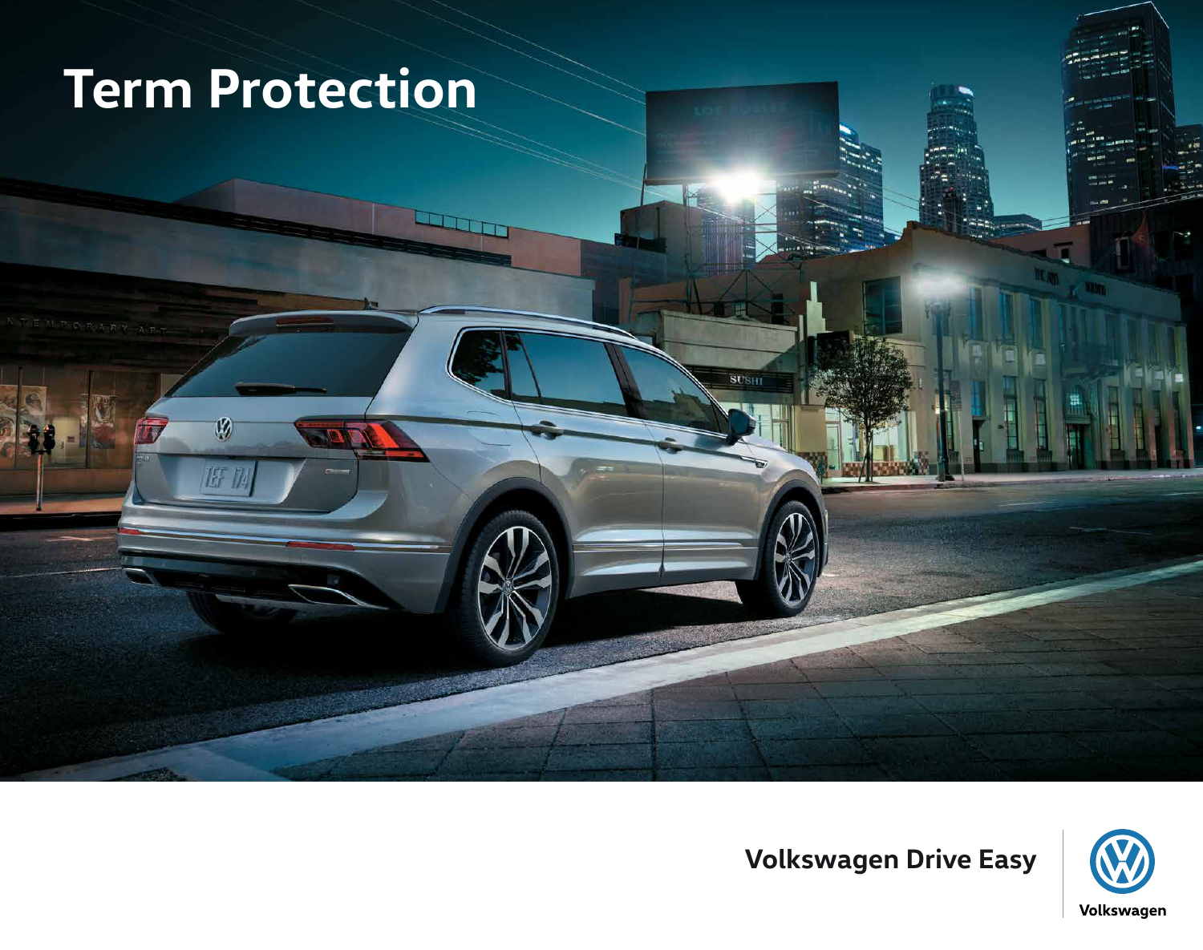# Term Protection

**Volkswagen Drive Easy**

Volkswagen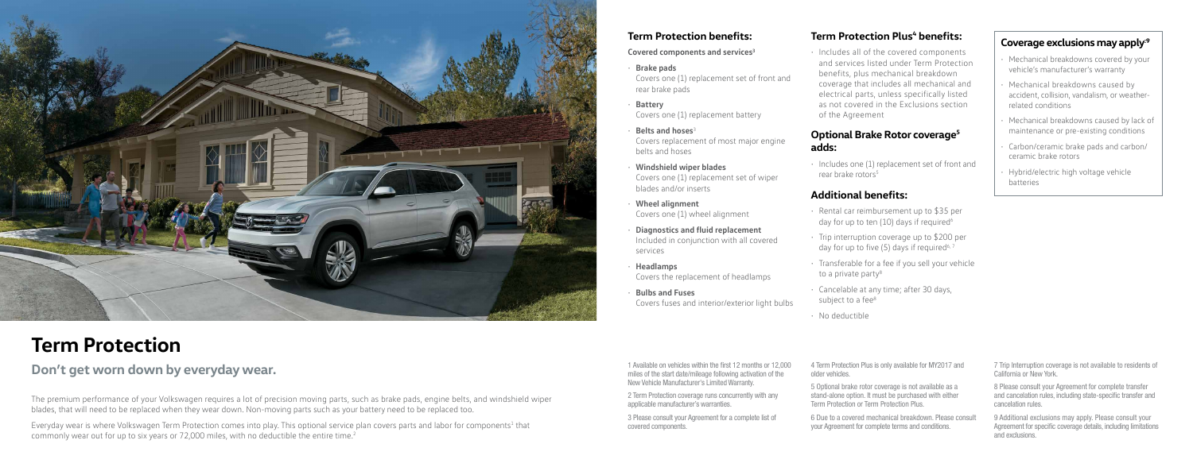# Term Protection

## Don't get worn down by everyday wear.

The premium performance of your Volkswagen requires a lot of precision moving parts, such as brake pads, engine belts, and windshield wiper blades, that will need to be replaced when they wear down. Non-moving parts such as your battery need to be replaced too.

Everyday wear is where Volkswagen Term Protection comes into play. This optional service plan covers parts and labor for components[1] that commonly wear out for up to six years or 72,000 miles, with no deductible the entire time.[2]

### Term Protection benefits:

**Covered components and services[3]**

- **Brake pads**
  Covers one (1) replacement set of front and rear brake pads
- **Battery**
  Covers one (1) replacement battery
- **Belts and hoses[3]**
  Covers replacement of most major engine belts and hoses
- **Windshield wiper blades**
  Covers one (1) replacement set of wiper blades and/or inserts
- **Wheel alignment**
  Covers one (1) wheel alignment
- **Diagnostics and fluid replacement**
  Included in conjunction with all covered services
- **Headlamps**
  Covers the replacement of headlamps
- **Bulbs and Fuses**
  Covers fuses and interior/exterior light bulbs

### Term Protection Plus[4] benefits:

- Includes all of the covered components and services listed under Term Protection benefits, plus mechanical breakdown coverage that includes all mechanical and electrical parts, unless specifically listed as not covered in the Exclusions section of the Agreement

### Optional Brake Rotor coverage[5] adds:

- Includes one (1) replacement set of front and rear brake rotors[5]

### Additional benefits:

- Rental car reimbursement up to $35 per day for up to ten (10) days if required[6]
- Trip interruption coverage up to $200 per day for up to five (5) days if required[6, 7]
- Transferable for a fee if you sell your vehicle to a private party[8]
- Cancelable at any time; after 30 days, subject to a fee[8]
- No deductible

### Coverage exclusions may apply[9]

- Mechanical breakdowns covered by your vehicle's manufacturer's warranty
- Mechanical breakdowns caused by accident, collision, vandalism, or weather-related conditions
- Mechanical breakdowns caused by lack of maintenance or pre-existing conditions
- Carbon/ceramic brake pads and carbon/ceramic brake rotors
- Hybrid/electric high voltage vehicle batteries

1 Available on vehicles within the first 12 months or 12,000 miles of the start date/mileage following activation of the New Vehicle Manufacturer's Limited Warranty.

2 Term Protection coverage runs concurrently with any applicable manufacturer's warranties.

3 Please consult your Agreement for a complete list of covered components.

4 Term Protection Plus is only available for MY2017 and older vehicles.

5 Optional brake rotor coverage is not available as a stand-alone option. It must be purchased with either Term Protection or Term Protection Plus.

6 Due to a covered mechanical breakdown. Please consult your Agreement for complete terms and conditions.

7 Trip Interruption coverage is not available to residents of California or New York.

8 Please consult your Agreement for complete transfer and cancelation rules, including state-specific transfer and cancelation rules.

9 Additional exclusions may apply. Please consult your Agreement for specific coverage details, including limitations and exclusions.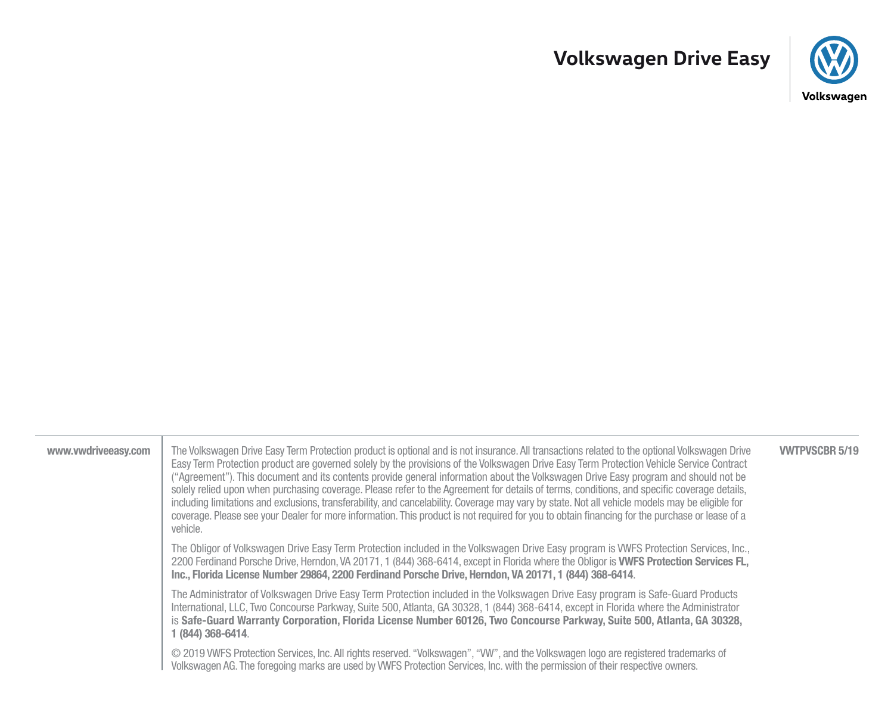# Volkswagen Drive Easy

Volkswagen

www.vwdriveeasy.com

The Volkswagen Drive Easy Term Protection product is optional and is not insurance. All transactions related to the optional Volkswagen Drive Easy Term Protection product are governed solely by the provisions of the Volkswagen Drive Easy Term Protection Vehicle Service Contract ("Agreement"). This document and its contents provide general information about the Volkswagen Drive Easy program and should not be solely relied upon when purchasing coverage. Please refer to the Agreement for details of terms, conditions, and specific coverage details, including limitations and exclusions, transferability, and cancelability. Coverage may vary by state. Not all vehicle models may be eligible for coverage. Please see your Dealer for more information. This product is not required for you to obtain financing for the purchase or lease of a vehicle.

The Obligor of Volkswagen Drive Easy Term Protection included in the Volkswagen Drive Easy program is VWFS Protection Services, Inc., 2200 Ferdinand Porsche Drive, Herndon, VA 20171, 1 (844) 368-6414, except in Florida where the Obligor is **VWFS Protection Services FL, Inc., Florida License Number 29864, 2200 Ferdinand Porsche Drive, Herndon, VA 20171, 1 (844) 368-6414**.

The Administrator of Volkswagen Drive Easy Term Protection included in the Volkswagen Drive Easy program is Safe-Guard Products International, LLC, Two Concourse Parkway, Suite 500, Atlanta, GA 30328, 1 (844) 368-6414, except in Florida where the Administrator is **Safe-Guard Warranty Corporation, Florida License Number 60126, Two Concourse Parkway, Suite 500, Atlanta, GA 30328, 1 (844) 368-6414**.

© 2019 VWFS Protection Services, Inc. All rights reserved. "Volkswagen", "VW", and the Volkswagen logo are registered trademarks of Volkswagen AG. The foregoing marks are used by VWFS Protection Services, Inc. with the permission of their respective owners.

VWTPVSCBR 5/19